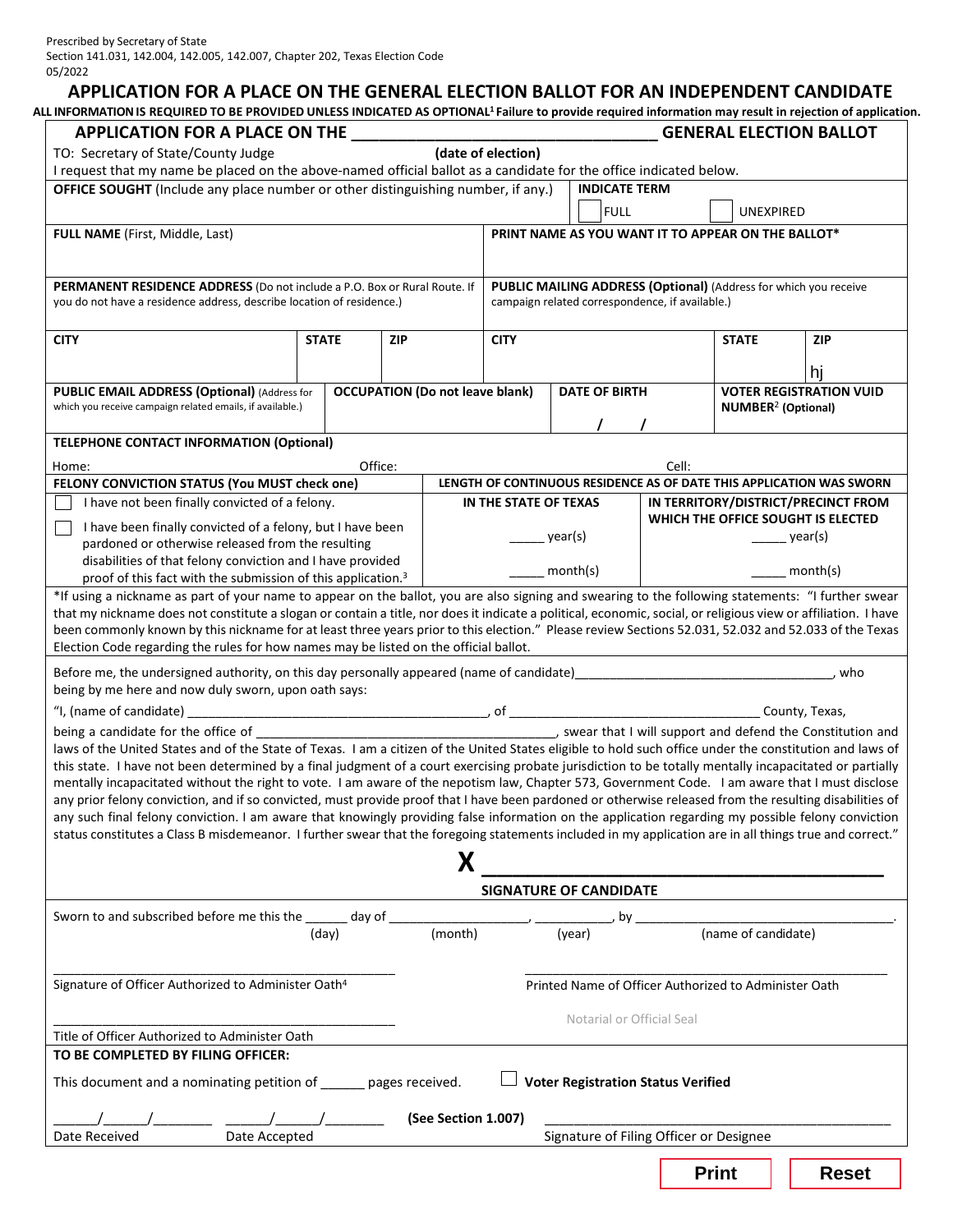Prescribed by Secretary of State
Section 141.031, 142.004, 142.005, 142.007, Chapter 202, Texas Election Code
05/2022

# APPLICATION FOR A PLACE ON THE GENERAL ELECTION BALLOT FOR AN INDEPENDENT CANDIDATE

**ALL INFORMATION IS REQUIRED TO BE PROVIDED UNLESS INDICATED AS OPTIONAL[1] Failure to provide required information may result in rejection of application.**

## APPLICATION FOR A PLACE ON THE ______________________ GENERAL ELECTION BALLOT

TO: Secretary of State/County Judge **(date of election)**

I request that my name be placed on the above-named official ballot as a candidate for the office indicated below.

| **OFFICE SOUGHT** (Include any place number or other distinguishing number, if any.) | **INDICATE TERM** ☐ FULL ☐ UNEXPIRED |
|---|---|
| **FULL NAME** (First, Middle, Last) | **PRINT NAME AS YOU WANT IT TO APPEAR ON THE BALLOT*** |
| **PERMANENT RESIDENCE ADDRESS** (Do not include a P.O. Box or Rural Route. If you do not have a residence address, describe location of residence.) | **PUBLIC MAILING ADDRESS (Optional)** (Address for which you receive campaign related correspondence, if available.) |

| **CITY** | **STATE** | **ZIP** | **CITY** | **STATE** | **ZIP** |
|---|---|---|---|---|---|
| | | | | | hj |

| **PUBLIC EMAIL ADDRESS (Optional)** (Address for which you receive campaign related emails, if available.) | **OCCUPATION (Do not leave blank)** | **DATE OF BIRTH** | **VOTER REGISTRATION VUID NUMBER[2] (Optional)** |
|---|---|---|---|
| | | / / | |

**TELEPHONE CONTACT INFORMATION (Optional)**

Home: Office: Cell:

| **FELONY CONVICTION STATUS (You MUST check one)** | **LENGTH OF CONTINUOUS RESIDENCE AS OF DATE THIS APPLICATION WAS SWORN** | |
|---|---|---|
| | **IN THE STATE OF TEXAS** | **IN TERRITORY/DISTRICT/PRECINCT FROM WHICH THE OFFICE SOUGHT IS ELECTED** |
| ☐ I have not been finally convicted of a felony. | _____ year(s) | _____ year(s) |
| ☐ I have been finally convicted of a felony, but I have been pardoned or otherwise released from the resulting disabilities of that felony conviction and I have provided proof of this fact with the submission of this application.[3] | _____ month(s) | _____ month(s) |

*If using a nickname as part of your name to appear on the ballot, you are also signing and swearing to the following statements: "I further swear that my nickname does not constitute a slogan or contain a title, nor does it indicate a political, economic, social, or religious view or affiliation. I have been commonly known by this nickname for at least three years prior to this election." Please review Sections 52.031, 52.032 and 52.033 of the Texas Election Code regarding the rules for how names may be listed on the official ballot.

Before me, the undersigned authority, on this day personally appeared (name of candidate)________________________________, who being by me here and now duly sworn, upon oath says:

"I, (name of candidate) ________________________________, of ______________________________ County, Texas,

being a candidate for the office of ________________________________, swear that I will support and defend the Constitution and laws of the United States and of the State of Texas. I am a citizen of the United States eligible to hold such office under the constitution and laws of this state. I have not been determined by a final judgment of a court exercising probate jurisdiction to be totally mentally incapacitated or partially mentally incapacitated without the right to vote. I am aware of the nepotism law, Chapter 573, Government Code. I am aware that I must disclose any prior felony conviction, and if so convicted, must provide proof that I have been pardoned or otherwise released from the resulting disabilities of any such final felony conviction. I am aware that knowingly providing false information on the application regarding my possible felony conviction status constitutes a Class B misdemeanor. I further swear that the foregoing statements included in my application are in all things true and correct."

**X** ________________________________________

**SIGNATURE OF CANDIDATE**

Sworn to and subscribed before me this the ______ day of __________________, __________, by ________________________________.
(day) (month) (year) (name of candidate)

________________________________________
Signature of Officer Authorized to Administer Oath[4]

________________________________________
Printed Name of Officer Authorized to Administer Oath

________________________________________
Title of Officer Authorized to Administer Oath

Notarial or Official Seal

**TO BE COMPLETED BY FILING OFFICER:**

This document and a nominating petition of ______ pages received. ☐ **Voter Registration Status Verified**

_____/_____/_______ _____/_____/_______ **(See Section 1.007)** ________________________________________
Date Received Date Accepted Signature of Filing Officer or Designee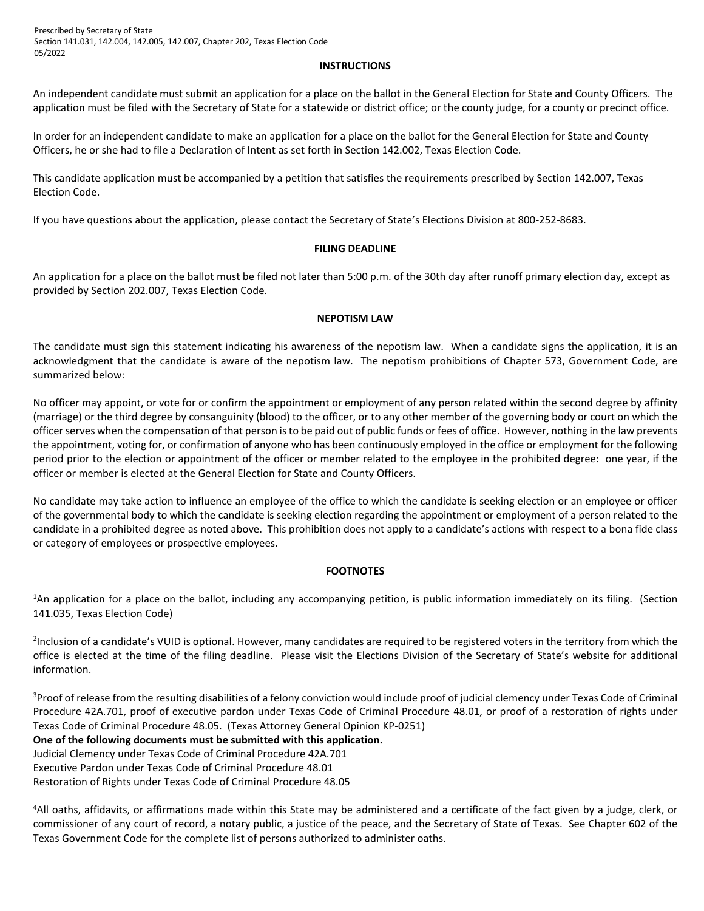Prescribed by Secretary of State
Section 141.031, 142.004, 142.005, 142.007, Chapter 202, Texas Election Code
05/2022

## INSTRUCTIONS

An independent candidate must submit an application for a place on the ballot in the General Election for State and County Officers. The application must be filed with the Secretary of State for a statewide or district office; or the county judge, for a county or precinct office.

In order for an independent candidate to make an application for a place on the ballot for the General Election for State and County Officers, he or she had to file a Declaration of Intent as set forth in Section 142.002, Texas Election Code.

This candidate application must be accompanied by a petition that satisfies the requirements prescribed by Section 142.007, Texas Election Code.

If you have questions about the application, please contact the Secretary of State's Elections Division at 800-252-8683.

## FILING DEADLINE

An application for a place on the ballot must be filed not later than 5:00 p.m. of the 30th day after runoff primary election day, except as provided by Section 202.007, Texas Election Code.

## NEPOTISM LAW

The candidate must sign this statement indicating his awareness of the nepotism law. When a candidate signs the application, it is an acknowledgment that the candidate is aware of the nepotism law. The nepotism prohibitions of Chapter 573, Government Code, are summarized below:

No officer may appoint, or vote for or confirm the appointment or employment of any person related within the second degree by affinity (marriage) or the third degree by consanguinity (blood) to the officer, or to any other member of the governing body or court on which the officer serves when the compensation of that person is to be paid out of public funds or fees of office. However, nothing in the law prevents the appointment, voting for, or confirmation of anyone who has been continuously employed in the office or employment for the following period prior to the election or appointment of the officer or member related to the employee in the prohibited degree: one year, if the officer or member is elected at the General Election for State and County Officers.

No candidate may take action to influence an employee of the office to which the candidate is seeking election or an employee or officer of the governmental body to which the candidate is seeking election regarding the appointment or employment of a person related to the candidate in a prohibited degree as noted above. This prohibition does not apply to a candidate's actions with respect to a bona fide class or category of employees or prospective employees.

## FOOTNOTES

[1]An application for a place on the ballot, including any accompanying petition, is public information immediately on its filing. (Section 141.035, Texas Election Code)

[2]Inclusion of a candidate's VUID is optional. However, many candidates are required to be registered voters in the territory from which the office is elected at the time of the filing deadline. Please visit the Elections Division of the Secretary of State's website for additional information.

[3]Proof of release from the resulting disabilities of a felony conviction would include proof of judicial clemency under Texas Code of Criminal Procedure 42A.701, proof of executive pardon under Texas Code of Criminal Procedure 48.01, or proof of a restoration of rights under Texas Code of Criminal Procedure 48.05. (Texas Attorney General Opinion KP-0251)
**One of the following documents must be submitted with this application.**
Judicial Clemency under Texas Code of Criminal Procedure 42A.701
Executive Pardon under Texas Code of Criminal Procedure 48.01
Restoration of Rights under Texas Code of Criminal Procedure 48.05

[4]All oaths, affidavits, or affirmations made within this State may be administered and a certificate of the fact given by a judge, clerk, or commissioner of any court of record, a notary public, a justice of the peace, and the Secretary of State of Texas. See Chapter 602 of the Texas Government Code for the complete list of persons authorized to administer oaths.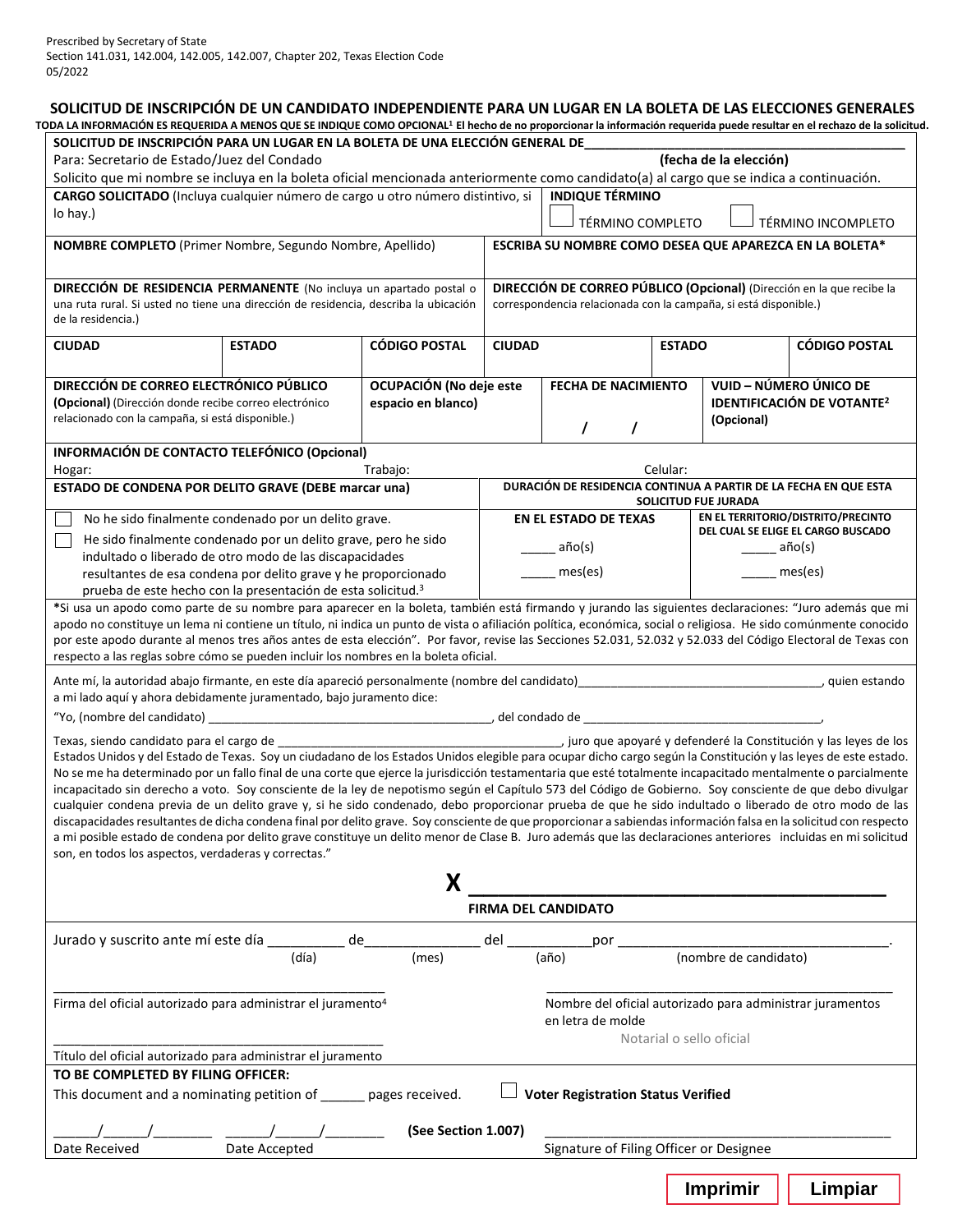Prescribed by Secretary of State
Section 141.031, 142.004, 142.005, 142.007, Chapter 202, Texas Election Code
05/2022

## SOLICITUD DE INSCRIPCIÓN DE UN CANDIDATO INDEPENDIENTE PARA UN LUGAR EN LA BOLETA DE LAS ELECCIONES GENERALES

**TODA LA INFORMACIÓN ES REQUERIDA A MENOS QUE SE INDIQUE COMO OPCIONAL[1] El hecho de no proporcionar la información requerida puede resultar en el rechazo de la solicitud.**

**SOLICITUD DE INSCRIPCIÓN PARA UN LUGAR EN LA BOLETA DE UNA ELECCIÓN GENERAL DE**\_\_\_\_\_\_\_\_\_\_\_\_\_\_\_\_\_\_\_\_\_\_\_\_\_\_\_\_\_\_\_\_\_\_\_\_\_\_
Para: Secretario de Estado/Juez del Condado **(fecha de la elección)**
Solicito que mi nombre se incluya en la boleta oficial mencionada anteriormente como candidato(a) al cargo que se indica a continuación.

| | | | | | |
|---|---|---|---|---|---|
| **CARGO SOLICITADO** (Incluya cualquier número de cargo u otro número distintivo, si lo hay.) | | | **INDIQUE TÉRMINO** ☐ TÉRMINO COMPLETO ☐ TÉRMINO INCOMPLETO | | |
| **NOMBRE COMPLETO** (Primer Nombre, Segundo Nombre, Apellido) | | | **ESCRIBA SU NOMBRE COMO DESEA QUE APAREZCA EN LA BOLETA*** | | |
| **DIRECCIÓN DE RESIDENCIA PERMANENTE** (No incluya un apartado postal o una ruta rural. Si usted no tiene una dirección de residencia, describa la ubicación de la residencia.) | | | **DIRECCIÓN DE CORREO PÚBLICO (Opcional)** (Dirección en la que recibe la correspondencia relacionada con la campaña, si está disponible.) | | |
| **CIUDAD** | **ESTADO** | **CÓDIGO POSTAL** | **CIUDAD** | **ESTADO** | **CÓDIGO POSTAL** |
| **DIRECCIÓN DE CORREO ELECTRÓNICO PÚBLICO (Opcional)** (Dirección donde recibe correo electrónico relacionado con la campaña, si está disponible.) | | **OCUPACIÓN (No deje este espacio en blanco)** | **FECHA DE NACIMIENTO** / / | **VUID – NÚMERO ÚNICO DE IDENTIFICACIÓN DE VOTANTE[2] (Opcional)** | |

**INFORMACIÓN DE CONTACTO TELEFÓNICO (Opcional)**
Hogar: Trabajo: Celular:

| **ESTADO DE CONDENA POR DELITO GRAVE (DEBE marcar una)** | **DURACIÓN DE RESIDENCIA CONTINUA A PARTIR DE LA FECHA EN QUE ESTA SOLICITUD FUE JURADA** | |
|---|---|---|
| | **EN EL ESTADO DE TEXAS** | **EN EL TERRITORIO/DISTRITO/PRECINTO DEL CUAL SE ELIGE EL CARGO BUSCADO** |
| ☐ No he sido finalmente condenado por un delito grave.<br>☐ He sido finalmente condenado por un delito grave, pero he sido indultado o liberado de otro modo de las discapacidades resultantes de esa condena por delito grave y he proporcionado prueba de este hecho con la presentación de esta solicitud.[3] | \_\_\_\_\_ año(s)<br>\_\_\_\_\_ mes(es) | \_\_\_\_\_ año(s)<br>\_\_\_\_\_ mes(es) |

***Si usa un apodo como parte de su nombre para aparecer en la boleta, también está firmando y jurando las siguientes declaraciones: "Juro además que mi apodo no constituye un lema ni contiene un título, ni indica un punto de vista o afiliación política, económica, social o religiosa. He sido comúnmente conocido por este apodo durante al menos tres años antes de esta elección". Por favor, revise las Secciones 52.031, 52.032 y 52.033 del Código Electoral de Texas con respecto a las reglas sobre cómo se pueden incluir los nombres en la boleta oficial.

Ante mí, la autoridad abajo firmante, en este día apareció personalmente (nombre del candidato)\_\_\_\_\_\_\_\_\_\_\_\_\_\_\_\_\_\_\_\_\_\_\_\_\_\_\_\_\_\_\_\_\_\_\_, quien estando a mi lado aquí y ahora debidamente juramentado, bajo juramento dice:

"Yo, (nombre del candidato) \_\_\_\_\_\_\_\_\_\_\_\_\_\_\_\_\_\_\_\_\_\_\_\_\_\_\_\_\_\_\_\_\_\_\_\_\_\_\_\_\_\_, del condado de \_\_\_\_\_\_\_\_\_\_\_\_\_\_\_\_\_\_\_\_\_\_\_\_\_\_\_\_\_\_\_\_\_\_\_\_\_,

Texas, siendo candidato para el cargo de \_\_\_\_\_\_\_\_\_\_\_\_\_\_\_\_\_\_\_\_\_\_\_\_\_\_\_\_\_\_\_\_\_\_\_\_\_\_\_\_\_\_\_, juro que apoyaré y defenderé la Constitución y las leyes de los Estados Unidos y del Estado de Texas. Soy un ciudadano de los Estados Unidos elegible para ocupar dicho cargo según la Constitución y las leyes de este estado. No se me ha determinado por un fallo final de una corte que ejerce la jurisdicción testamentaria que esté totalmente incapacitado mentalmente o parcialmente incapacitado sin derecho a voto. Soy consciente de la ley de nepotismo según el Capítulo 573 del Código de Gobierno. Soy consciente de que debo divulgar cualquier condena previa de un delito grave y, si he sido condenado, debo proporcionar prueba de que he sido indultado o liberado de otro modo de las discapacidades resultantes de dicha condena final por delito grave. Soy consciente de que proporcionar a sabiendas información falsa en la solicitud con respecto a mi posible estado de condena por delito grave constituye un delito menor de Clase B. Juro además que las declaraciones anteriores incluidas en mi solicitud son, en todos los aspectos, verdaderas y correctas."

**X** \_\_\_\_\_\_\_\_\_\_\_\_\_\_\_\_\_\_\_\_\_\_\_\_\_\_\_\_\_\_\_\_\_\_\_\_\_\_\_\_\_\_
**FIRMA DEL CANDIDATO**

Jurado y suscrito ante mí este día \_\_\_\_\_\_\_\_\_\_ de\_\_\_\_\_\_\_\_\_\_\_\_\_\_\_ del \_\_\_\_\_\_\_\_\_\_\_por \_\_\_\_\_\_\_\_\_\_\_\_\_\_\_\_\_\_\_\_\_\_\_\_\_\_\_\_\_\_\_\_\_\_\_.
(día) (mes) (año) (nombre de candidato)

\_\_\_\_\_\_\_\_\_\_\_\_\_\_\_\_\_\_\_\_\_\_\_\_\_\_\_\_\_\_\_\_\_\_\_\_\_\_\_\_\_\_\_\_\_\_
Firma del oficial autorizado para administrar el juramento[4]

\_\_\_\_\_\_\_\_\_\_\_\_\_\_\_\_\_\_\_\_\_\_\_\_\_\_\_\_\_\_\_\_\_\_\_\_\_\_\_\_\_\_\_\_\_\_
Nombre del oficial autorizado para administrar juramentos en letra de molde

Notarial o sello oficial

\_\_\_\_\_\_\_\_\_\_\_\_\_\_\_\_\_\_\_\_\_\_\_\_\_\_\_\_\_\_\_\_\_\_\_\_\_\_\_\_\_\_\_\_\_\_
Título del oficial autorizado para administrar el juramento

**TO BE COMPLETED BY FILING OFFICER:**
This document and a nominating petition of \_\_\_\_\_\_ pages received. ☐ **Voter Registration Status Verified**

\_\_\_\_\_\_/\_\_\_\_\_\_/\_\_\_\_\_\_\_\_ \_\_\_\_\_\_/\_\_\_\_\_\_/\_\_\_\_\_\_\_\_ **(See Section 1.007)** \_\_\_\_\_\_\_\_\_\_\_\_\_\_\_\_\_\_\_\_\_\_\_\_\_\_\_\_\_\_\_\_\_\_\_\_\_\_\_\_\_\_\_\_\_\_
Date Received Date Accepted Signature of Filing Officer or Designee

Imprimir Limpiar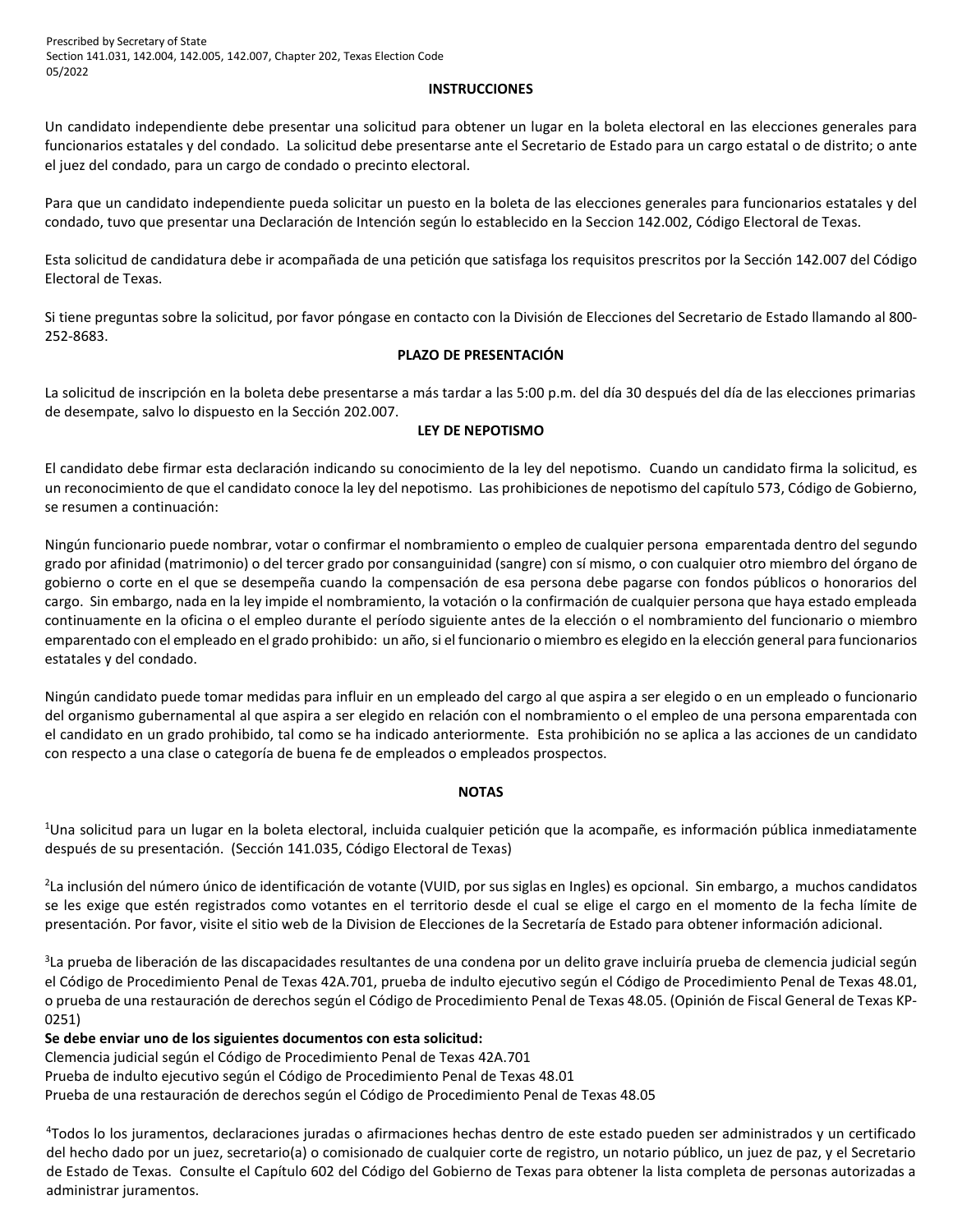Prescribed by Secretary of State
Section 141.031, 142.004, 142.005, 142.007, Chapter 202, Texas Election Code
05/2022

## INSTRUCCIONES

Un candidato independiente debe presentar una solicitud para obtener un lugar en la boleta electoral en las elecciones generales para funcionarios estatales y del condado. La solicitud debe presentarse ante el Secretario de Estado para un cargo estatal o de distrito; o ante el juez del condado, para un cargo de condado o precinto electoral.

Para que un candidato independiente pueda solicitar un puesto en la boleta de las elecciones generales para funcionarios estatales y del condado, tuvo que presentar una Declaración de Intención según lo establecido en la Seccion 142.002, Código Electoral de Texas.

Esta solicitud de candidatura debe ir acompañada de una petición que satisfaga los requisitos prescritos por la Sección 142.007 del Código Electoral de Texas.

Si tiene preguntas sobre la solicitud, por favor póngase en contacto con la División de Elecciones del Secretario de Estado llamando al 800-252-8683.

## PLAZO DE PRESENTACIÓN

La solicitud de inscripción en la boleta debe presentarse a más tardar a las 5:00 p.m. del día 30 después del día de las elecciones primarias de desempate, salvo lo dispuesto en la Sección 202.007.

## LEY DE NEPOTISMO

El candidato debe firmar esta declaración indicando su conocimiento de la ley del nepotismo. Cuando un candidato firma la solicitud, es un reconocimiento de que el candidato conoce la ley del nepotismo. Las prohibiciones de nepotismo del capítulo 573, Código de Gobierno, se resumen a continuación:

Ningún funcionario puede nombrar, votar o confirmar el nombramiento o empleo de cualquier persona emparentada dentro del segundo grado por afinidad (matrimonio) o del tercer grado por consanguinidad (sangre) con sí mismo, o con cualquier otro miembro del órgano de gobierno o corte en el que se desempeña cuando la compensación de esa persona debe pagarse con fondos públicos o honorarios del cargo. Sin embargo, nada en la ley impide el nombramiento, la votación o la confirmación de cualquier persona que haya estado empleada continuamente en la oficina o el empleo durante el período siguiente antes de la elección o el nombramiento del funcionario o miembro emparentado con el empleado en el grado prohibido: un año, si el funcionario o miembro es elegido en la elección general para funcionarios estatales y del condado.

Ningún candidato puede tomar medidas para influir en un empleado del cargo al que aspira a ser elegido o en un empleado o funcionario del organismo gubernamental al que aspira a ser elegido en relación con el nombramiento o el empleo de una persona emparentada con el candidato en un grado prohibido, tal como se ha indicado anteriormente. Esta prohibición no se aplica a las acciones de un candidato con respecto a una clase o categoría de buena fe de empleados o empleados prospectos.

## NOTAS

[1]Una solicitud para un lugar en la boleta electoral, incluida cualquier petición que la acompañe, es información pública inmediatamente después de su presentación. (Sección 141.035, Código Electoral de Texas)

[2]La inclusión del número único de identificación de votante (VUID, por sus siglas en Ingles) es opcional. Sin embargo, a muchos candidatos se les exige que estén registrados como votantes en el territorio desde el cual se elige el cargo en el momento de la fecha límite de presentación. Por favor, visite el sitio web de la Division de Elecciones de la Secretaría de Estado para obtener información adicional.

[3]La prueba de liberación de las discapacidades resultantes de una condena por un delito grave incluiría prueba de clemencia judicial según el Código de Procedimiento Penal de Texas 42A.701, prueba de indulto ejecutivo según el Código de Procedimiento Penal de Texas 48.01, o prueba de una restauración de derechos según el Código de Procedimiento Penal de Texas 48.05. (Opinión de Fiscal General de Texas KP-0251)

**Se debe enviar uno de los siguientes documentos con esta solicitud:**
Clemencia judicial según el Código de Procedimiento Penal de Texas 42A.701
Prueba de indulto ejecutivo según el Código de Procedimiento Penal de Texas 48.01
Prueba de una restauración de derechos según el Código de Procedimiento Penal de Texas 48.05

[4]Todos lo los juramentos, declaraciones juradas o afirmaciones hechas dentro de este estado pueden ser administrados y un certificado del hecho dado por un juez, secretario(a) o comisionado de cualquier corte de registro, un notario público, un juez de paz, y el Secretario de Estado de Texas. Consulte el Capítulo 602 del Código del Gobierno de Texas para obtener la lista completa de personas autorizadas a administrar juramentos.